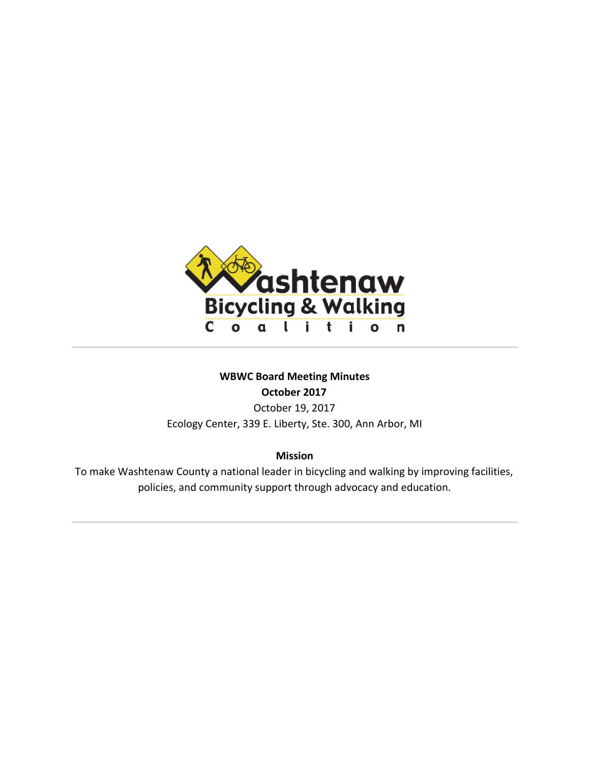Washtenaw Bicycling & Walking Coalition

---

**WBWC Board Meeting Minutes**
**October 2017**

October 19, 2017

Ecology Center, 339 E. Liberty, Ste. 300, Ann Arbor, MI

**Mission**

To make Washtenaw County a national leader in bicycling and walking by improving facilities, policies, and community support through advocacy and education.

---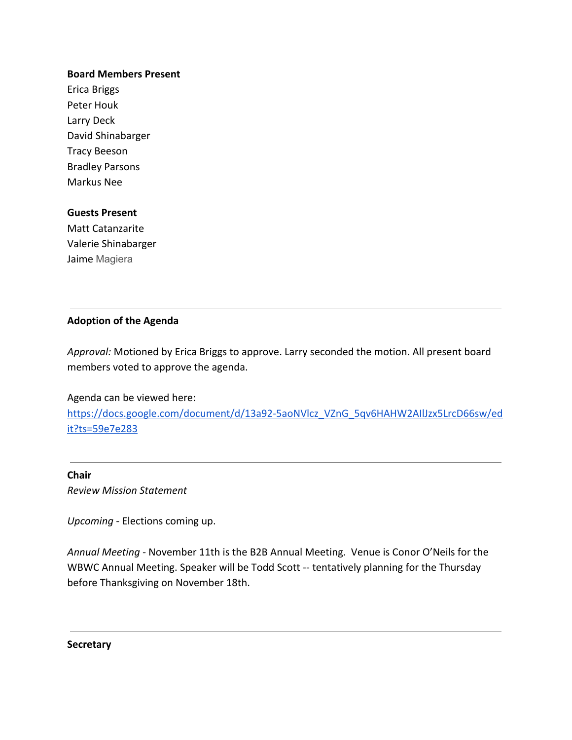**Board Members Present**
Erica Briggs
Peter Houk
Larry Deck
David Shinabarger
Tracy Beeson
Bradley Parsons
Markus Nee

**Guests Present**
Matt Catanzarite
Valerie Shinabarger
Jaime Magiera

---

**Adoption of the Agenda**

*Approval:* Motioned by Erica Briggs to approve. Larry seconded the motion. All present board members voted to approve the agenda.

Agenda can be viewed here:
https://docs.google.com/document/d/13a92-5aoNVlcz_VZnG_5qv6HAHW2AIlJzx5LrcD66sw/edit?ts=59e7e283

---

**Chair**
*Review Mission Statement*

*Upcoming* - Elections coming up.

*Annual Meeting* - November 11th is the B2B Annual Meeting. Venue is Conor O'Neils for the WBWC Annual Meeting. Speaker will be Todd Scott -- tentatively planning for the Thursday before Thanksgiving on November 18th.

---

**Secretary**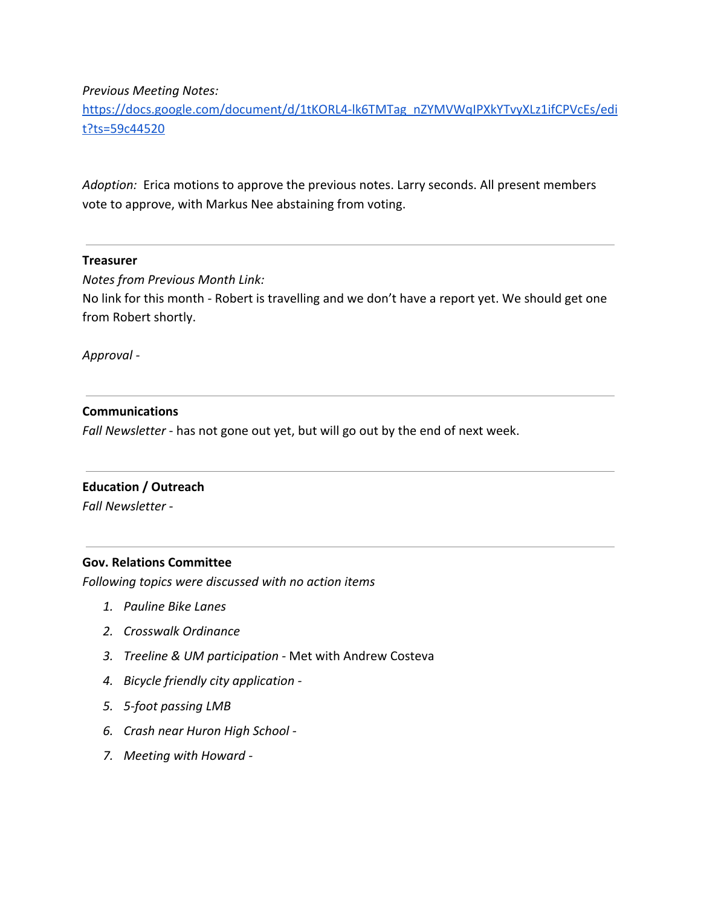*Previous Meeting Notes:*
[https://docs.google.com/document/d/1tKORL4-lk6TMTag_nZYMVWqIPXkYTvyXLz1ifCPVcEs/edit?ts=59c44520](https://docs.google.com/document/d/1tKORL4-lk6TMTag_nZYMVWqIPXkYTvyXLz1ifCPVcEs/edit?ts=59c44520)

*Adoption:* Erica motions to approve the previous notes. Larry seconds. All present members vote to approve, with Markus Nee abstaining from voting.

---

**Treasurer**

*Notes from Previous Month Link:*
No link for this month - Robert is travelling and we don't have a report yet. We should get one from Robert shortly.

*Approval -*

---

**Communications**

*Fall Newsletter* - has not gone out yet, but will go out by the end of next week.

---

**Education / Outreach**

*Fall Newsletter -*

---

**Gov. Relations Committee**

*Following topics were discussed with no action items*

1. *Pauline Bike Lanes*
2. *Crosswalk Ordinance*
3. *Treeline & UM participation* - Met with Andrew Costeva
4. *Bicycle friendly city application -*
5. *5-foot passing LMB*
6. *Crash near Huron High School -*
7. *Meeting with Howard -*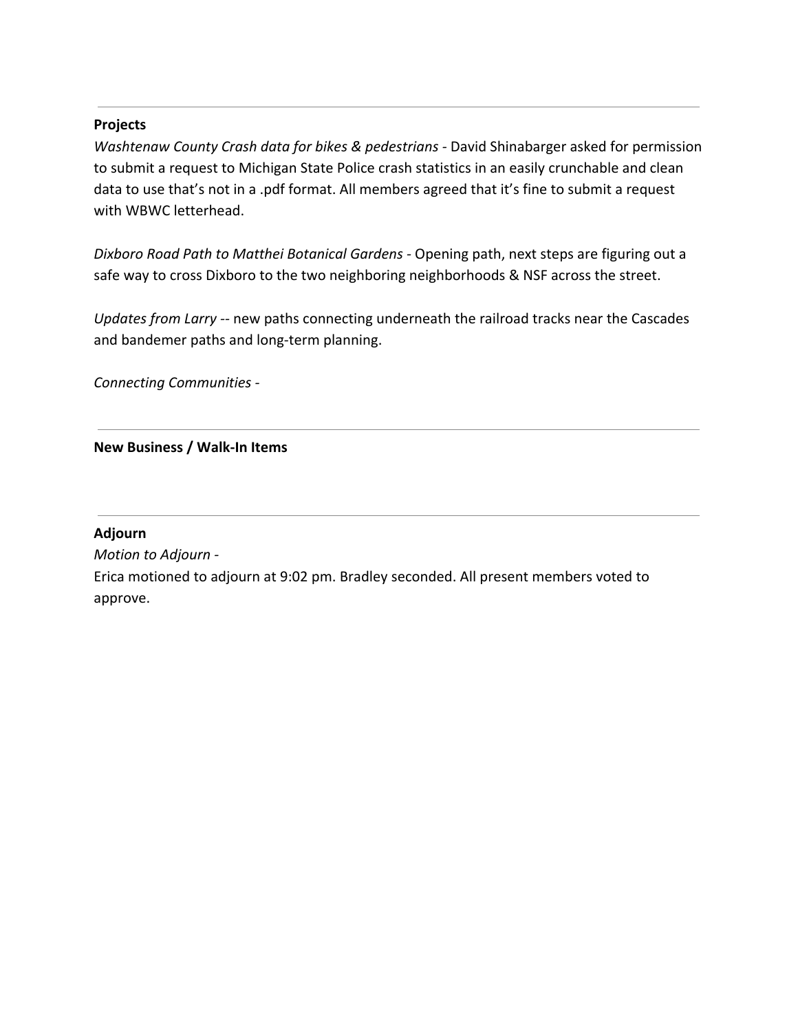---

**Projects**

*Washtenaw County Crash data for bikes & pedestrians* - David Shinabarger asked for permission to submit a request to Michigan State Police crash statistics in an easily crunchable and clean data to use that's not in a .pdf format. All members agreed that it's fine to submit a request with WBWC letterhead.

*Dixboro Road Path to Matthei Botanical Gardens* - Opening path, next steps are figuring out a safe way to cross Dixboro to the two neighboring neighborhoods & NSF across the street.

*Updates from Larry* -- new paths connecting underneath the railroad tracks near the Cascades and bandemer paths and long-term planning.

*Connecting Communities* -

---

**New Business / Walk-In Items**

---

**Adjourn**

*Motion to Adjourn* -

Erica motioned to adjourn at 9:02 pm. Bradley seconded. All present members voted to approve.